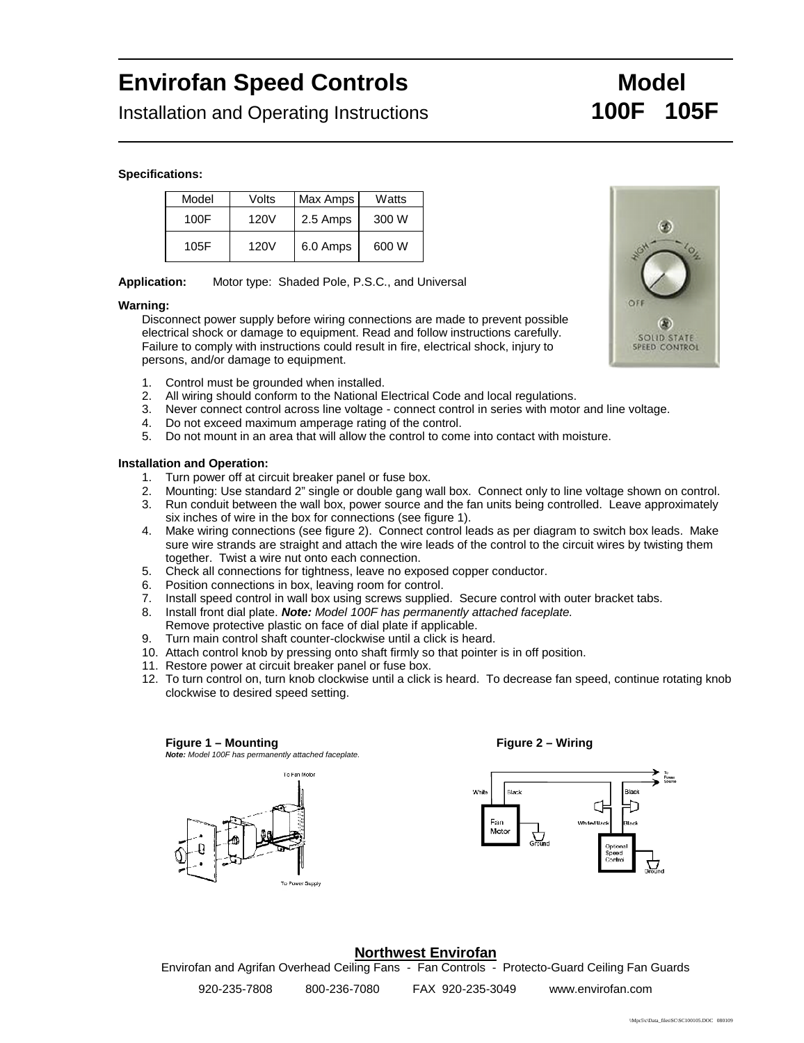# Envirofan Speed Controls

Installation and Operating Instructions

**Model 100F 105F**

**Specifications:**

| Model | Volts | Max Amps | Watts |
|---|---|---|---|
| 100F | 120V | 2.5 Amps | 300 W |
| 105F | 120V | 6.0 Amps | 600 W |

**Application:** Motor type: Shaded Pole, P.S.C., and Universal

**Warning:**

Disconnect power supply before wiring connections are made to prevent possible electrical shock or damage to equipment. Read and follow instructions carefully. Failure to comply with instructions could result in fire, electrical shock, injury to persons, and/or damage to equipment.

1. Control must be grounded when installed.
2. All wiring should conform to the National Electrical Code and local regulations.
3. Never connect control across line voltage - connect control in series with motor and line voltage.
4. Do not exceed maximum amperage rating of the control.
5. Do not mount in an area that will allow the control to come into contact with moisture.

**Installation and Operation:**

1. Turn power off at circuit breaker panel or fuse box.
2. Mounting: Use standard 2" single or double gang wall box. Connect only to line voltage shown on control.
3. Run conduit between the wall box, power source and the fan units being controlled. Leave approximately six inches of wire in the box for connections (see figure 1).
4. Make wiring connections (see figure 2). Connect control leads as per diagram to switch box leads. Make sure wire strands are straight and attach the wire leads of the control to the circuit wires by twisting them together. Twist a wire nut onto each connection.
5. Check all connections for tightness, leave no exposed copper conductor.
6. Position connections in box, leaving room for control.
7. Install speed control in wall box using screws supplied. Secure control with outer bracket tabs.
8. Install front dial plate. ***Note:*** *Model 100F has permanently attached faceplate.* Remove protective plastic on face of dial plate if applicable.
9. Turn main control shaft counter-clockwise until a click is heard.
10. Attach control knob by pressing onto shaft firmly so that pointer is in off position.
11. Restore power at circuit breaker panel or fuse box.
12. To turn control on, turn knob clockwise until a click is heard. To decrease fan speed, continue rotating knob clockwise to desired speed setting.

**Figure 1 – Mounting**

***Note:*** *Model 100F has permanently attached faceplate.*

To Fan Motor

To Power Supply

**Figure 2 – Wiring**

To Power Source

White

Black

Black

Fan Motor

Ground

White/Black

Black

Optional Speed Control

Ground

**Northwest Envirofan**

Envirofan and Agrifan Overhead Ceiling Fans - Fan Controls - Protecto-Guard Ceiling Fan Guards

920-235-7808 800-236-7080 FAX 920-235-3049 www.envirofan.com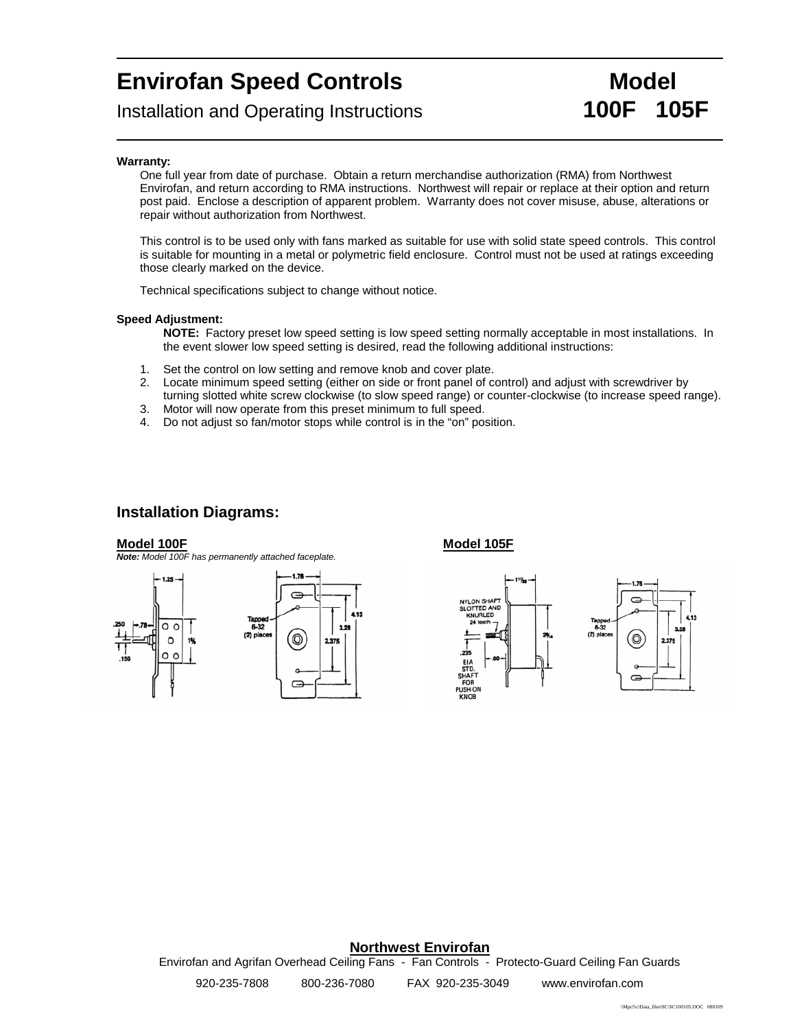# Envirofan Speed Controls

Installation and Operating Instructions

**Model**
**100F 105F**

---

**Warranty:**

One full year from date of purchase. Obtain a return merchandise authorization (RMA) from Northwest Envirofan, and return according to RMA instructions. Northwest will repair or replace at their option and return post paid. Enclose a description of apparent problem. Warranty does not cover misuse, abuse, alterations or repair without authorization from Northwest.

This control is to be used only with fans marked as suitable for use with solid state speed controls. This control is suitable for mounting in a metal or polymetric field enclosure. Control must not be used at ratings exceeding those clearly marked on the device.

Technical specifications subject to change without notice.

**Speed Adjustment:**

**NOTE:** Factory preset low speed setting is low speed setting normally acceptable in most installations. In the event slower low speed setting is desired, read the following additional instructions:

1. Set the control on low setting and remove knob and cover plate.
2. Locate minimum speed setting (either on side or front panel of control) and adjust with screwdriver by turning slotted white screw clockwise (to slow speed range) or counter-clockwise (to increase speed range).
3. Motor will now operate from this preset minimum to full speed.
4. Do not adjust so fan/motor stops while control is in the "on" position.

## Installation Diagrams:

**Model 100F**

***Note:*** *Model 100F has permanently attached faceplate.*

1.25
.250
.78
.156
1⅝
1.78
Tapped 6-32 (2) places
4.13
3.28
2.375

**Model 105F**

NYLON SHAFT SLOTTED AND KNURLED 24 teeth
1¹¹⁄₃₂
.235 EIA STD. SHAFT FOR PUSH-ON KNOB
.60
2⁹⁄₁₆
1.78
Tapped 6-32 (2) places
4.13
3.28
2.375

**Northwest Envirofan**

Envirofan and Agrifan Overhead Ceiling Fans - Fan Controls - Protecto-Guard Ceiling Fan Guards

920-235-7808 800-236-7080 FAX 920-235-3049 www.envirofan.com